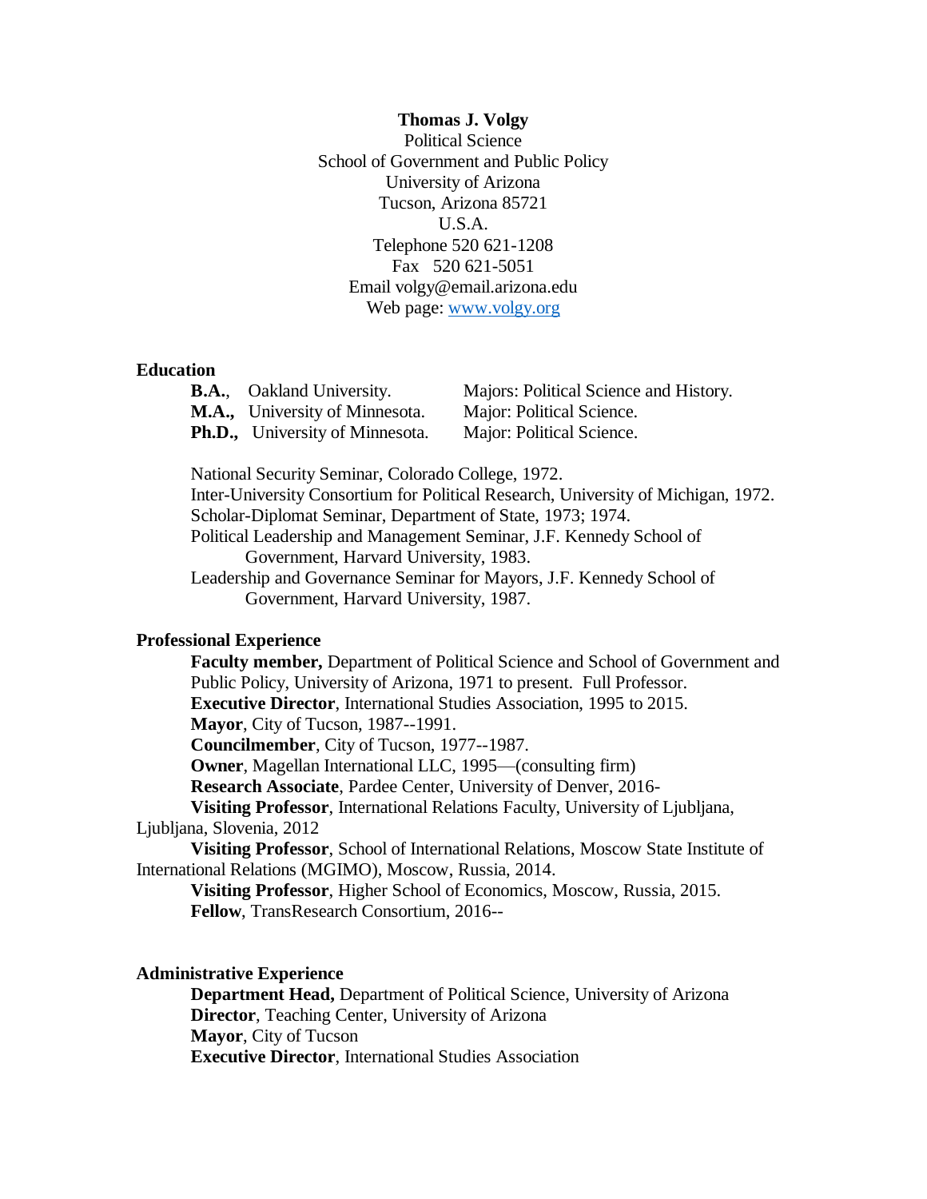**Thomas J. Volgy**
Political Science
School of Government and Public Policy
University of Arizona
Tucson, Arizona 85721
U.S.A.
Telephone 520 621-1208
Fax 520 621-5051
Email volgy@email.arizona.edu
Web page: www.volgy.org

## Education

| | | |
|---|---|---|
| **B.A.**, | Oakland University. | Majors: Political Science and History. |
| **M.A.,** | University of Minnesota. | Major: Political Science. |
| **Ph.D.,** | University of Minnesota. | Major: Political Science. |

National Security Seminar, Colorado College, 1972.
Inter-University Consortium for Political Research, University of Michigan, 1972.
Scholar-Diplomat Seminar, Department of State, 1973; 1974.
Political Leadership and Management Seminar, J.F. Kennedy School of Government, Harvard University, 1983.
Leadership and Governance Seminar for Mayors, J.F. Kennedy School of Government, Harvard University, 1987.

## Professional Experience

**Faculty member,** Department of Political Science and School of Government and Public Policy, University of Arizona, 1971 to present. Full Professor.
**Executive Director**, International Studies Association, 1995 to 2015.
**Mayor**, City of Tucson, 1987--1991.
**Councilmember**, City of Tucson, 1977--1987.
**Owner**, Magellan International LLC, 1995—(consulting firm)
**Research Associate**, Pardee Center, University of Denver, 2016-
**Visiting Professor**, International Relations Faculty, University of Ljubljana, Ljubljana, Slovenia, 2012
**Visiting Professor**, School of International Relations, Moscow State Institute of International Relations (MGIMO), Moscow, Russia, 2014.
**Visiting Professor**, Higher School of Economics, Moscow, Russia, 2015.
**Fellow**, TransResearch Consortium, 2016--

## Administrative Experience

**Department Head,** Department of Political Science, University of Arizona
**Director**, Teaching Center, University of Arizona
**Mayor**, City of Tucson
**Executive Director**, International Studies Association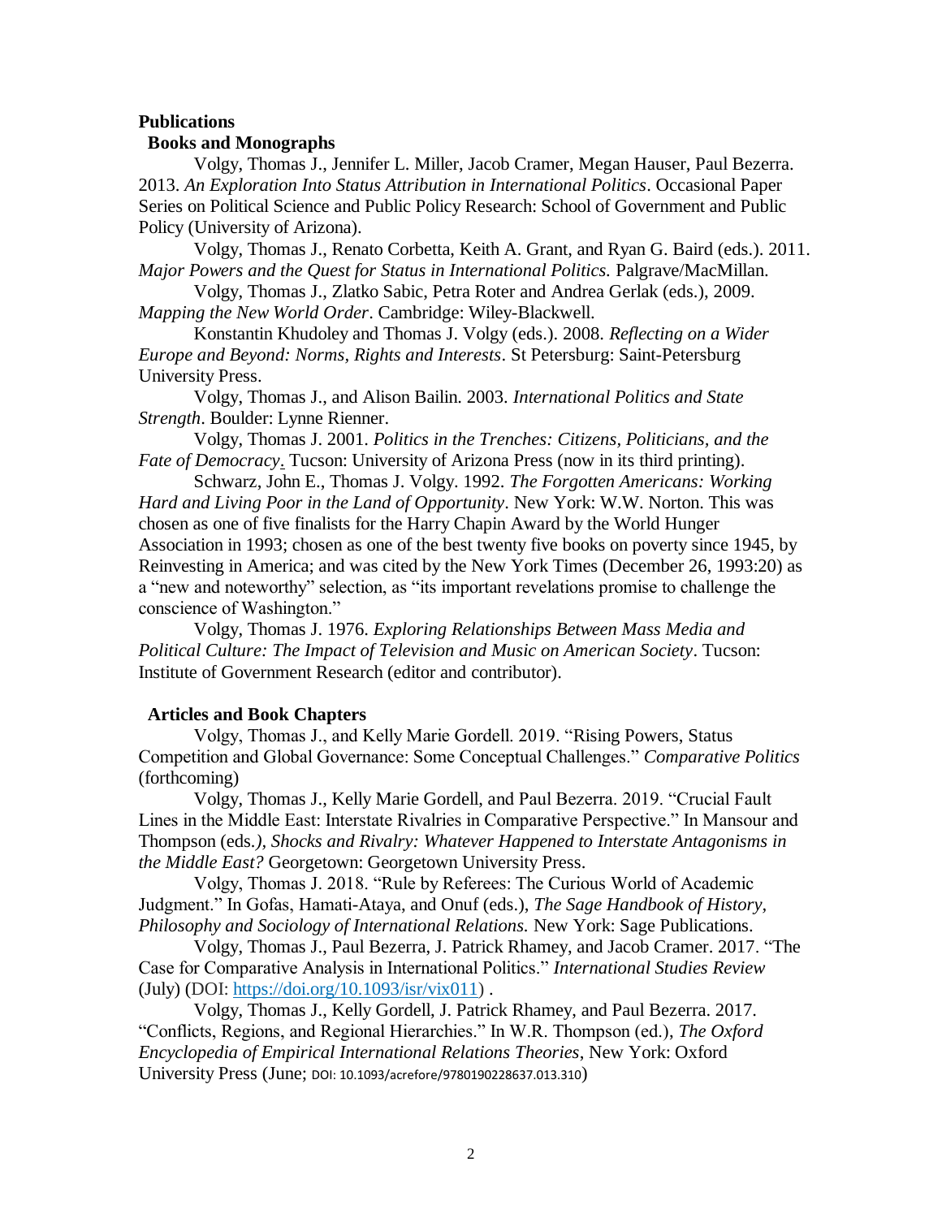## Publications

### Books and Monographs

Volgy, Thomas J., Jennifer L. Miller, Jacob Cramer, Megan Hauser, Paul Bezerra. 2013. *An Exploration Into Status Attribution in International Politics*. Occasional Paper Series on Political Science and Public Policy Research: School of Government and Public Policy (University of Arizona).

Volgy, Thomas J., Renato Corbetta, Keith A. Grant, and Ryan G. Baird (eds.). 2011. *Major Powers and the Quest for Status in International Politics.* Palgrave/MacMillan.

Volgy, Thomas J., Zlatko Sabic, Petra Roter and Andrea Gerlak (eds.), 2009. *Mapping the New World Order*. Cambridge: Wiley-Blackwell.

Konstantin Khudoley and Thomas J. Volgy (eds.). 2008. *Reflecting on a Wider Europe and Beyond: Norms, Rights and Interests*. St Petersburg: Saint-Petersburg University Press.

Volgy, Thomas J., and Alison Bailin. 2003. *International Politics and State Strength*. Boulder: Lynne Rienner.

Volgy, Thomas J. 2001. *Politics in the Trenches: Citizens, Politicians, and the Fate of Democracy*. Tucson: University of Arizona Press (now in its third printing).

Schwarz, John E., Thomas J. Volgy. 1992. *The Forgotten Americans: Working Hard and Living Poor in the Land of Opportunity*. New York: W.W. Norton. This was chosen as one of five finalists for the Harry Chapin Award by the World Hunger Association in 1993; chosen as one of the best twenty five books on poverty since 1945, by Reinvesting in America; and was cited by the New York Times (December 26, 1993:20) as a "new and noteworthy" selection, as "its important revelations promise to challenge the conscience of Washington."

Volgy, Thomas J. 1976. *Exploring Relationships Between Mass Media and Political Culture: The Impact of Television and Music on American Society*. Tucson: Institute of Government Research (editor and contributor).

### Articles and Book Chapters

Volgy, Thomas J., and Kelly Marie Gordell. 2019. "Rising Powers, Status Competition and Global Governance: Some Conceptual Challenges." *Comparative Politics* (forthcoming)

Volgy, Thomas J., Kelly Marie Gordell, and Paul Bezerra. 2019. "Crucial Fault Lines in the Middle East: Interstate Rivalries in Comparative Perspective." In Mansour and Thompson (eds.*), Shocks and Rivalry: Whatever Happened to Interstate Antagonisms in the Middle East?* Georgetown: Georgetown University Press.

Volgy, Thomas J. 2018. "Rule by Referees: The Curious World of Academic Judgment." In Gofas, Hamati-Ataya, and Onuf (eds.), *The Sage Handbook of History, Philosophy and Sociology of International Relations.* New York: Sage Publications.

Volgy, Thomas J., Paul Bezerra, J. Patrick Rhamey, and Jacob Cramer. 2017. "The Case for Comparative Analysis in International Politics." *International Studies Review* (July) (DOI: https://doi.org/10.1093/isr/vix011) .

Volgy, Thomas J., Kelly Gordell, J. Patrick Rhamey, and Paul Bezerra. 2017. "Conflicts, Regions, and Regional Hierarchies." In W.R. Thompson (ed.), *The Oxford Encyclopedia of Empirical International Relations Theories*, New York: Oxford University Press (June; DOI: 10.1093/acrefore/9780190228637.013.310)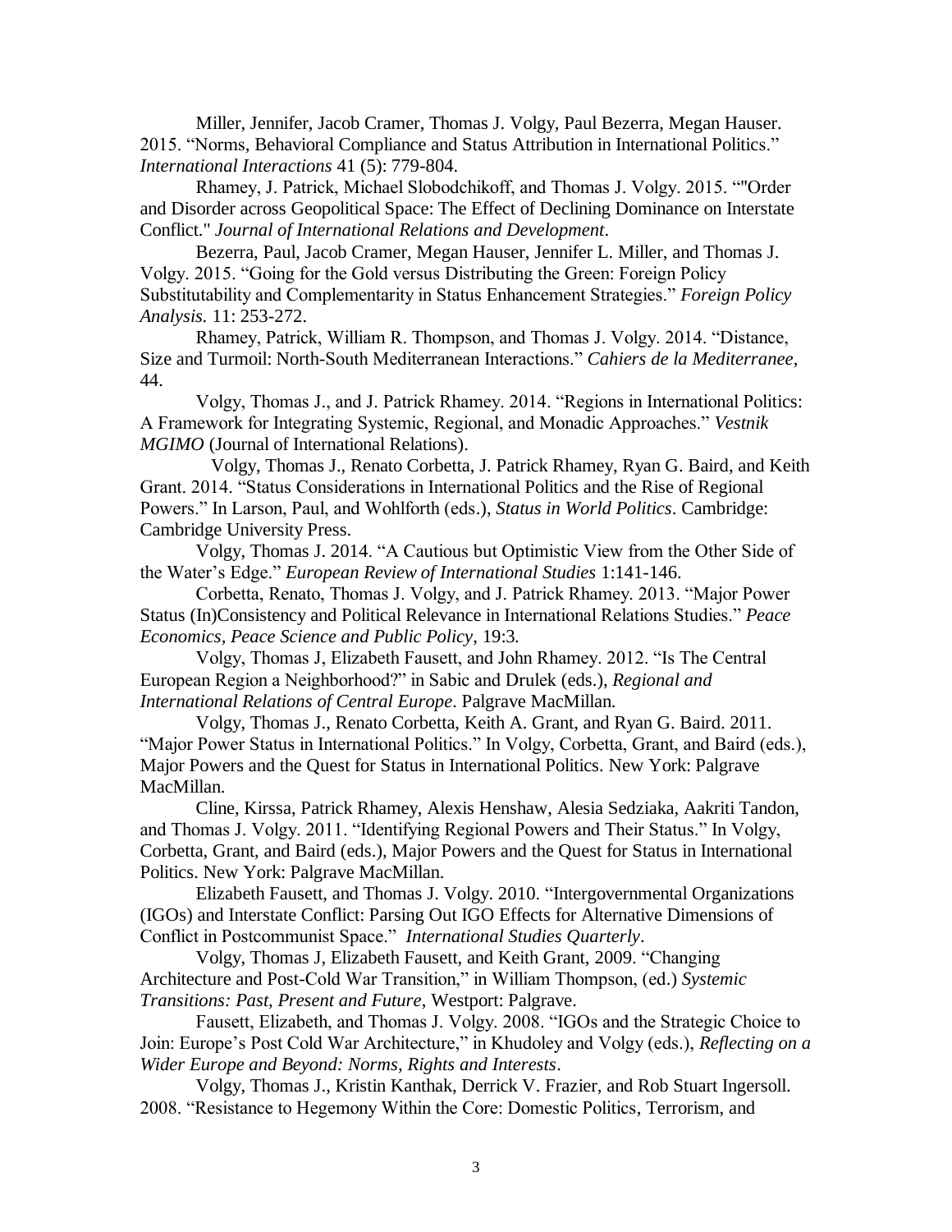Miller, Jennifer, Jacob Cramer, Thomas J. Volgy, Paul Bezerra, Megan Hauser. 2015. "Norms, Behavioral Compliance and Status Attribution in International Politics." *International Interactions* 41 (5): 779-804.

Rhamey, J. Patrick, Michael Slobodchikoff, and Thomas J. Volgy. 2015. ""Order and Disorder across Geopolitical Space: The Effect of Declining Dominance on Interstate Conflict." *Journal of International Relations and Development*.

Bezerra, Paul, Jacob Cramer, Megan Hauser, Jennifer L. Miller, and Thomas J. Volgy. 2015. "Going for the Gold versus Distributing the Green: Foreign Policy Substitutability and Complementarity in Status Enhancement Strategies." *Foreign Policy Analysis.* 11: 253-272.

Rhamey, Patrick, William R. Thompson, and Thomas J. Volgy. 2014. "Distance, Size and Turmoil: North-South Mediterranean Interactions." *Cahiers de la Mediterranee*, 44.

Volgy, Thomas J., and J. Patrick Rhamey. 2014. "Regions in International Politics: A Framework for Integrating Systemic, Regional, and Monadic Approaches." *Vestnik MGIMO* (Journal of International Relations).

Volgy, Thomas J., Renato Corbetta, J. Patrick Rhamey, Ryan G. Baird, and Keith Grant. 2014. "Status Considerations in International Politics and the Rise of Regional Powers." In Larson, Paul, and Wohlforth (eds.), *Status in World Politics*. Cambridge: Cambridge University Press.

Volgy, Thomas J. 2014. "A Cautious but Optimistic View from the Other Side of the Water's Edge." *European Review of International Studies* 1:141-146.

Corbetta, Renato, Thomas J. Volgy, and J. Patrick Rhamey. 2013. "Major Power Status (In)Consistency and Political Relevance in International Relations Studies." *Peace Economics, Peace Science and Public Policy*, 19:3.

Volgy, Thomas J, Elizabeth Fausett, and John Rhamey. 2012. "Is The Central European Region a Neighborhood?" in Sabic and Drulek (eds.), *Regional and International Relations of Central Europe*. Palgrave MacMillan.

Volgy, Thomas J., Renato Corbetta, Keith A. Grant, and Ryan G. Baird. 2011. "Major Power Status in International Politics." In Volgy, Corbetta, Grant, and Baird (eds.), Major Powers and the Quest for Status in International Politics. New York: Palgrave MacMillan.

Cline, Kirssa, Patrick Rhamey, Alexis Henshaw, Alesia Sedziaka, Aakriti Tandon, and Thomas J. Volgy. 2011. "Identifying Regional Powers and Their Status." In Volgy, Corbetta, Grant, and Baird (eds.), Major Powers and the Quest for Status in International Politics. New York: Palgrave MacMillan.

Elizabeth Fausett, and Thomas J. Volgy. 2010. "Intergovernmental Organizations (IGOs) and Interstate Conflict: Parsing Out IGO Effects for Alternative Dimensions of Conflict in Postcommunist Space." *International Studies Quarterly*.

Volgy, Thomas J, Elizabeth Fausett, and Keith Grant, 2009. "Changing Architecture and Post-Cold War Transition," in William Thompson, (ed.) *Systemic Transitions: Past, Present and Future*, Westport: Palgrave.

Fausett, Elizabeth, and Thomas J. Volgy. 2008. "IGOs and the Strategic Choice to Join: Europe's Post Cold War Architecture," in Khudoley and Volgy (eds.), *Reflecting on a Wider Europe and Beyond: Norms, Rights and Interests*.

Volgy, Thomas J., Kristin Kanthak, Derrick V. Frazier, and Rob Stuart Ingersoll. 2008. "Resistance to Hegemony Within the Core: Domestic Politics, Terrorism, and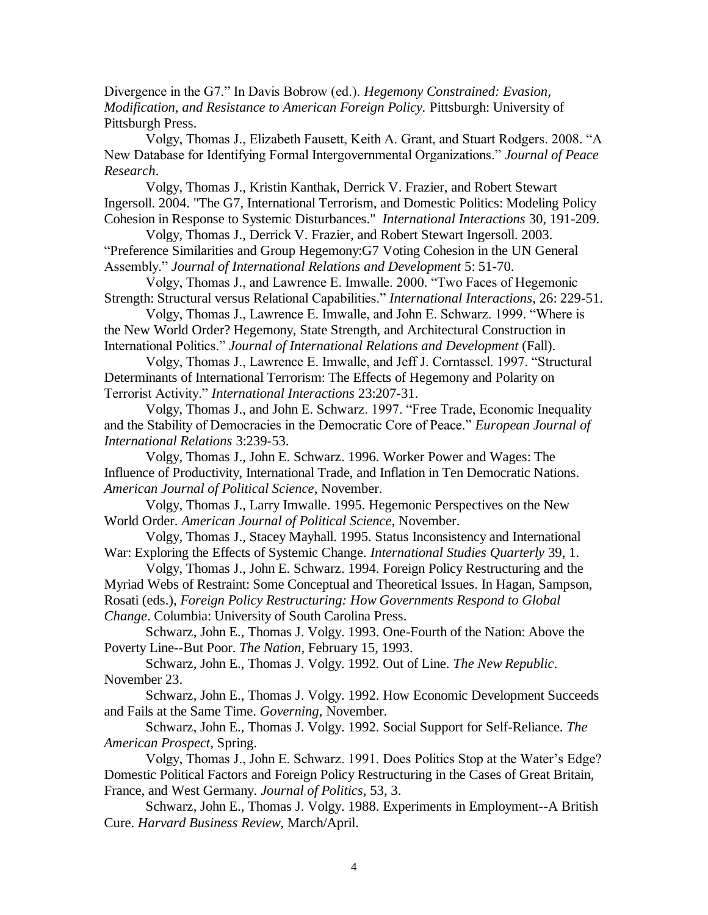Divergence in the G7." In Davis Bobrow (ed.). *Hegemony Constrained: Evasion, Modification, and Resistance to American Foreign Policy.* Pittsburgh: University of Pittsburgh Press.

Volgy, Thomas J., Elizabeth Fausett, Keith A. Grant, and Stuart Rodgers. 2008. "A New Database for Identifying Formal Intergovernmental Organizations." *Journal of Peace Research*.

Volgy, Thomas J., Kristin Kanthak, Derrick V. Frazier, and Robert Stewart Ingersoll. 2004. "The G7, International Terrorism, and Domestic Politics: Modeling Policy Cohesion in Response to Systemic Disturbances." *International Interactions* 30, 191-209.

Volgy, Thomas J., Derrick V. Frazier, and Robert Stewart Ingersoll. 2003. "Preference Similarities and Group Hegemony:G7 Voting Cohesion in the UN General Assembly." *Journal of International Relations and Development* 5: 51-70.

Volgy, Thomas J., and Lawrence E. Imwalle. 2000. "Two Faces of Hegemonic Strength: Structural versus Relational Capabilities." *International Interactions*, 26: 229-51.

Volgy, Thomas J., Lawrence E. Imwalle, and John E. Schwarz. 1999. "Where is the New World Order? Hegemony, State Strength, and Architectural Construction in International Politics." *Journal of International Relations and Development* (Fall).

Volgy, Thomas J., Lawrence E. Imwalle, and Jeff J. Corntassel. 1997. "Structural Determinants of International Terrorism: The Effects of Hegemony and Polarity on Terrorist Activity." *International Interactions* 23:207-31.

Volgy, Thomas J., and John E. Schwarz. 1997. "Free Trade, Economic Inequality and the Stability of Democracies in the Democratic Core of Peace." *European Journal of International Relations* 3:239-53.

Volgy, Thomas J., John E. Schwarz. 1996. Worker Power and Wages: The Influence of Productivity, International Trade, and Inflation in Ten Democratic Nations. *American Journal of Political Science*, November.

Volgy, Thomas J., Larry Imwalle. 1995. Hegemonic Perspectives on the New World Order. *American Journal of Political Science*, November.

Volgy, Thomas J., Stacey Mayhall. 1995. Status Inconsistency and International War: Exploring the Effects of Systemic Change. *International Studies Quarterly* 39, 1.

Volgy, Thomas J., John E. Schwarz. 1994. Foreign Policy Restructuring and the Myriad Webs of Restraint: Some Conceptual and Theoretical Issues. In Hagan, Sampson, Rosati (eds.), *Foreign Policy Restructuring: How Governments Respond to Global Change*. Columbia: University of South Carolina Press.

Schwarz, John E., Thomas J. Volgy. 1993. One-Fourth of the Nation: Above the Poverty Line--But Poor. *The Nation*, February 15, 1993.

Schwarz, John E., Thomas J. Volgy. 1992. Out of Line. *The New Republic*. November 23.

Schwarz, John E., Thomas J. Volgy. 1992. How Economic Development Succeeds and Fails at the Same Time. *Governing*, November.

Schwarz, John E., Thomas J. Volgy. 1992. Social Support for Self-Reliance. *The American Prospect*, Spring.

Volgy, Thomas J., John E. Schwarz. 1991. Does Politics Stop at the Water's Edge? Domestic Political Factors and Foreign Policy Restructuring in the Cases of Great Britain, France, and West Germany. *Journal of Politics*, 53, 3.

Schwarz, John E., Thomas J. Volgy. 1988. Experiments in Employment--A British Cure. *Harvard Business Review*, March/April.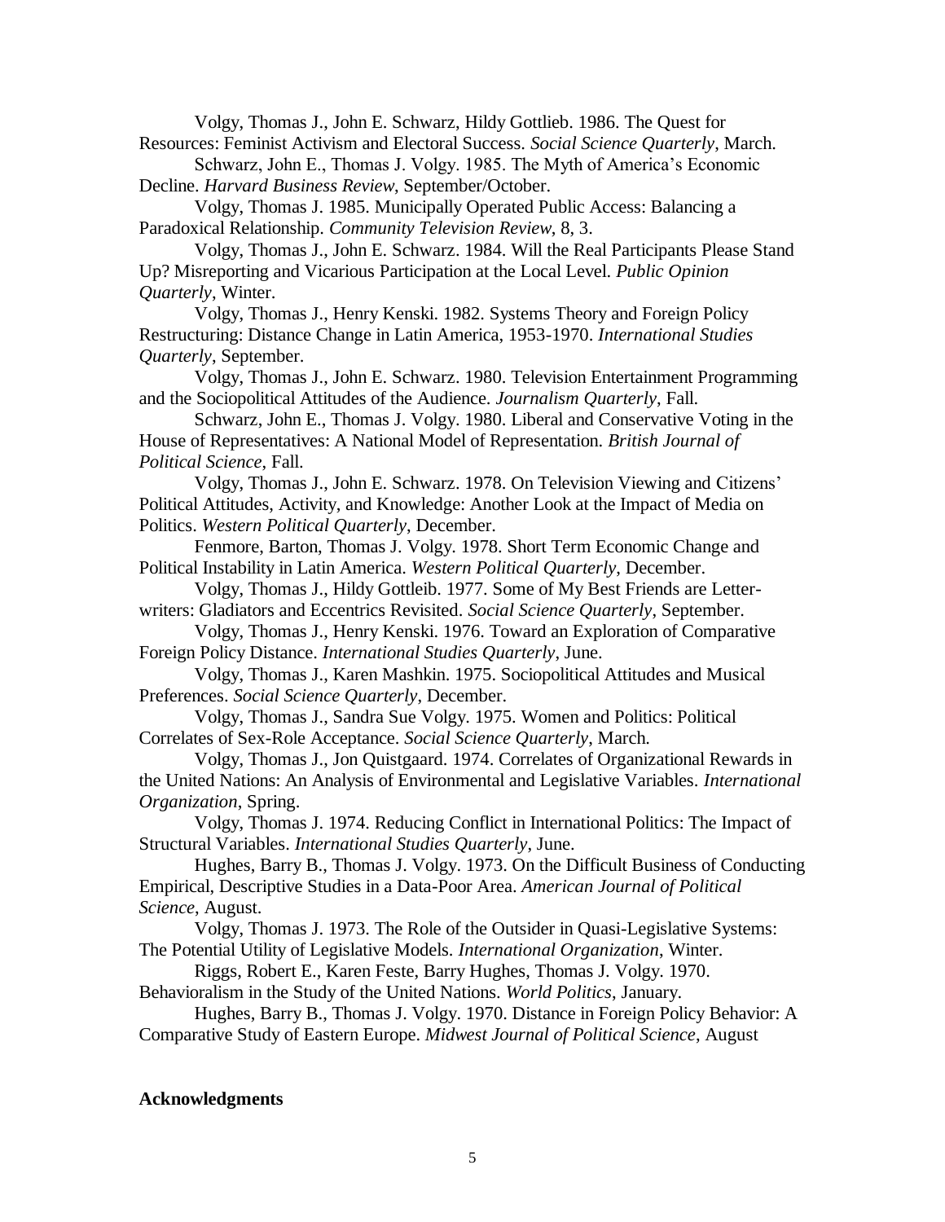Volgy, Thomas J., John E. Schwarz, Hildy Gottlieb. 1986. The Quest for Resources: Feminist Activism and Electoral Success. *Social Science Quarterly*, March.

Schwarz, John E., Thomas J. Volgy. 1985. The Myth of America's Economic Decline. *Harvard Business Review*, September/October.

Volgy, Thomas J. 1985. Municipally Operated Public Access: Balancing a Paradoxical Relationship. *Community Television Review*, 8, 3.

Volgy, Thomas J., John E. Schwarz. 1984. Will the Real Participants Please Stand Up? Misreporting and Vicarious Participation at the Local Level. *Public Opinion Quarterly*, Winter.

Volgy, Thomas J., Henry Kenski. 1982. Systems Theory and Foreign Policy Restructuring: Distance Change in Latin America, 1953-1970. *International Studies Quarterly*, September.

Volgy, Thomas J., John E. Schwarz. 1980. Television Entertainment Programming and the Sociopolitical Attitudes of the Audience. *Journalism Quarterly*, Fall.

Schwarz, John E., Thomas J. Volgy. 1980. Liberal and Conservative Voting in the House of Representatives: A National Model of Representation. *British Journal of Political Science*, Fall.

Volgy, Thomas J., John E. Schwarz. 1978. On Television Viewing and Citizens' Political Attitudes, Activity, and Knowledge: Another Look at the Impact of Media on Politics. *Western Political Quarterly*, December.

Fenmore, Barton, Thomas J. Volgy. 1978. Short Term Economic Change and Political Instability in Latin America. *Western Political Quarterly*, December.

Volgy, Thomas J., Hildy Gottlieb. 1977. Some of My Best Friends are Letter-writers: Gladiators and Eccentrics Revisited. *Social Science Quarterly*, September.

Volgy, Thomas J., Henry Kenski. 1976. Toward an Exploration of Comparative Foreign Policy Distance. *International Studies Quarterly*, June.

Volgy, Thomas J., Karen Mashkin. 1975. Sociopolitical Attitudes and Musical Preferences. *Social Science Quarterly*, December.

Volgy, Thomas J., Sandra Sue Volgy. 1975. Women and Politics: Political Correlates of Sex-Role Acceptance. *Social Science Quarterly*, March.

Volgy, Thomas J., Jon Quistgaard. 1974. Correlates of Organizational Rewards in the United Nations: An Analysis of Environmental and Legislative Variables. *International Organization*, Spring.

Volgy, Thomas J. 1974. Reducing Conflict in International Politics: The Impact of Structural Variables. *International Studies Quarterly*, June.

Hughes, Barry B., Thomas J. Volgy. 1973. On the Difficult Business of Conducting Empirical, Descriptive Studies in a Data-Poor Area. *American Journal of Political Science*, August.

Volgy, Thomas J. 1973. The Role of the Outsider in Quasi-Legislative Systems: The Potential Utility of Legislative Models. *International Organization*, Winter.

Riggs, Robert E., Karen Feste, Barry Hughes, Thomas J. Volgy. 1970. Behavioralism in the Study of the United Nations. *World Politics*, January.

Hughes, Barry B., Thomas J. Volgy. 1970. Distance in Foreign Policy Behavior: A Comparative Study of Eastern Europe. *Midwest Journal of Political Science*, August

**Acknowledgments**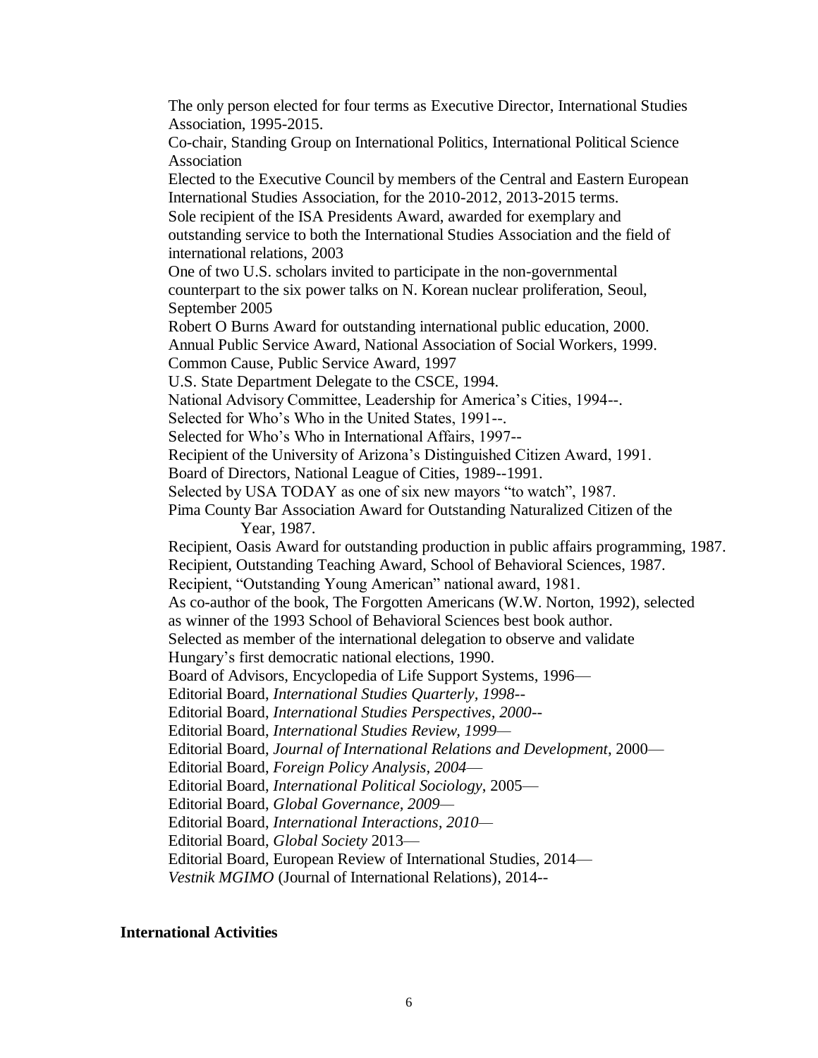The only person elected for four terms as Executive Director, International Studies Association, 1995-2015.

Co-chair, Standing Group on International Politics, International Political Science Association

Elected to the Executive Council by members of the Central and Eastern European International Studies Association, for the 2010-2012, 2013-2015 terms.

Sole recipient of the ISA Presidents Award, awarded for exemplary and outstanding service to both the International Studies Association and the field of international relations, 2003

One of two U.S. scholars invited to participate in the non-governmental counterpart to the six power talks on N. Korean nuclear proliferation, Seoul, September 2005

Robert O Burns Award for outstanding international public education, 2000.

Annual Public Service Award, National Association of Social Workers, 1999.

Common Cause, Public Service Award, 1997

U.S. State Department Delegate to the CSCE, 1994.

National Advisory Committee, Leadership for America's Cities, 1994--.

Selected for Who's Who in the United States, 1991--.

Selected for Who's Who in International Affairs, 1997--

Recipient of the University of Arizona's Distinguished Citizen Award, 1991.

Board of Directors, National League of Cities, 1989--1991.

Selected by USA TODAY as one of six new mayors "to watch", 1987.

Pima County Bar Association Award for Outstanding Naturalized Citizen of the Year, 1987.

Recipient, Oasis Award for outstanding production in public affairs programming, 1987.

Recipient, Outstanding Teaching Award, School of Behavioral Sciences, 1987.

Recipient, "Outstanding Young American" national award, 1981.

As co-author of the book, The Forgotten Americans (W.W. Norton, 1992), selected as winner of the 1993 School of Behavioral Sciences best book author.

Selected as member of the international delegation to observe and validate Hungary's first democratic national elections, 1990.

Board of Advisors, Encyclopedia of Life Support Systems, 1996—

Editorial Board, *International Studies Quarterly, 1998--*

Editorial Board, *International Studies Perspectives, 2000--*

Editorial Board, *International Studies Review, 1999—*

Editorial Board, *Journal of International Relations and Development*, 2000—

Editorial Board, *Foreign Policy Analysis, 2004*—

Editorial Board, *International Political Sociology*, 2005—

Editorial Board, *Global Governance, 2009—*

Editorial Board, *International Interactions, 2010—*

Editorial Board, *Global Society* 2013—

Editorial Board, European Review of International Studies, 2014—

*Vestnik MGIMO* (Journal of International Relations), 2014--

**International Activities**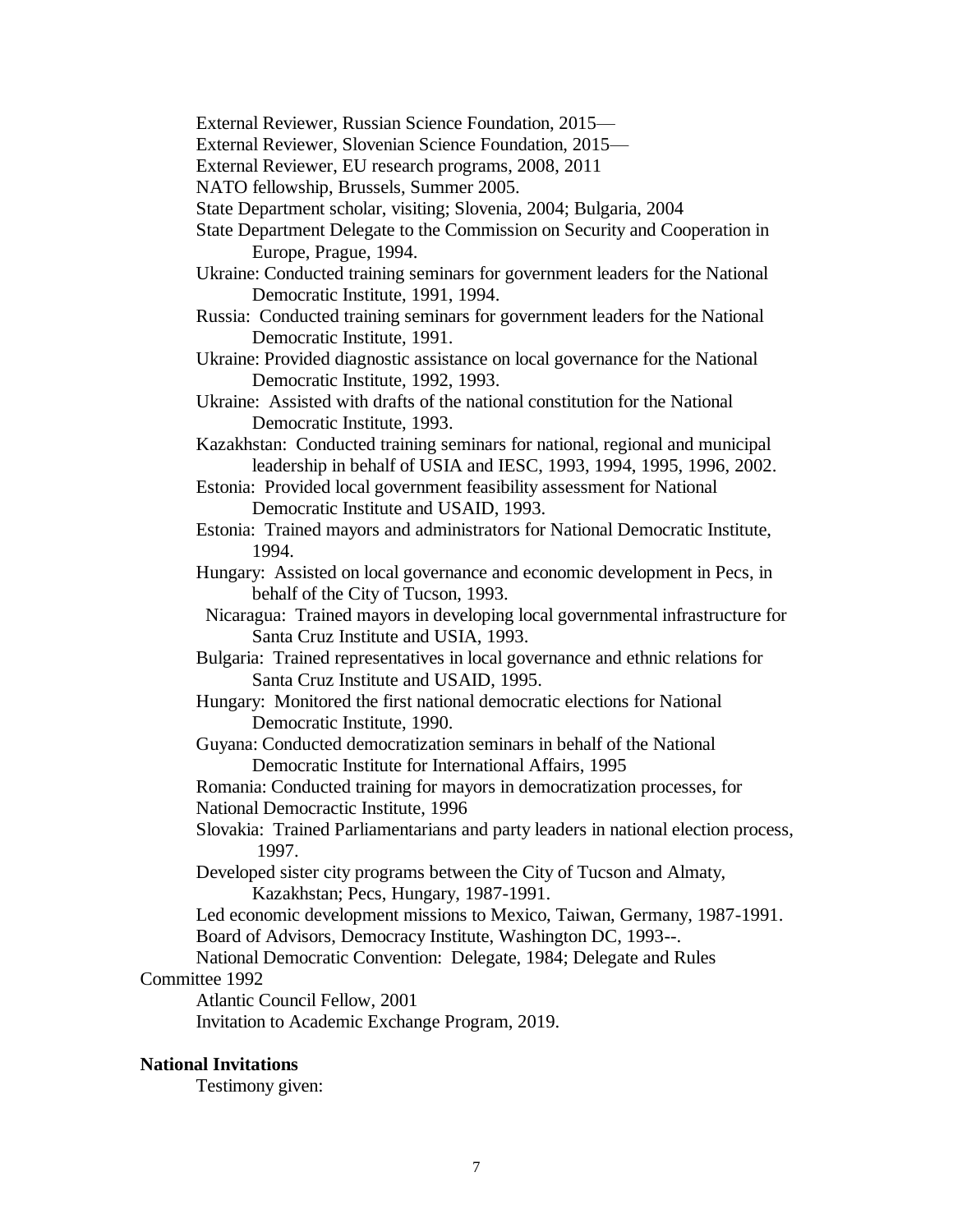External Reviewer, Russian Science Foundation, 2015—

External Reviewer, Slovenian Science Foundation, 2015—

External Reviewer, EU research programs, 2008, 2011

NATO fellowship, Brussels, Summer 2005.

State Department scholar, visiting; Slovenia, 2004; Bulgaria, 2004

State Department Delegate to the Commission on Security and Cooperation in Europe, Prague, 1994.

Ukraine: Conducted training seminars for government leaders for the National Democratic Institute, 1991, 1994.

Russia: Conducted training seminars for government leaders for the National Democratic Institute, 1991.

Ukraine: Provided diagnostic assistance on local governance for the National Democratic Institute, 1992, 1993.

Ukraine: Assisted with drafts of the national constitution for the National Democratic Institute, 1993.

Kazakhstan: Conducted training seminars for national, regional and municipal leadership in behalf of USIA and IESC, 1993, 1994, 1995, 1996, 2002.

Estonia: Provided local government feasibility assessment for National Democratic Institute and USAID, 1993.

Estonia: Trained mayors and administrators for National Democratic Institute, 1994.

Hungary: Assisted on local governance and economic development in Pecs, in behalf of the City of Tucson, 1993.

Nicaragua: Trained mayors in developing local governmental infrastructure for Santa Cruz Institute and USIA, 1993.

Bulgaria: Trained representatives in local governance and ethnic relations for Santa Cruz Institute and USAID, 1995.

Hungary: Monitored the first national democratic elections for National Democratic Institute, 1990.

Guyana: Conducted democratization seminars in behalf of the National Democratic Institute for International Affairs, 1995

Romania: Conducted training for mayors in democratization processes, for National Democractic Institute, 1996

Slovakia: Trained Parliamentarians and party leaders in national election process, 1997.

Developed sister city programs between the City of Tucson and Almaty, Kazakhstan; Pecs, Hungary, 1987-1991.

Led economic development missions to Mexico, Taiwan, Germany, 1987-1991.

Board of Advisors, Democracy Institute, Washington DC, 1993--.

National Democratic Convention: Delegate, 1984; Delegate and Rules Committee 1992

Atlantic Council Fellow, 2001

Invitation to Academic Exchange Program, 2019.

**National Invitations**

Testimony given: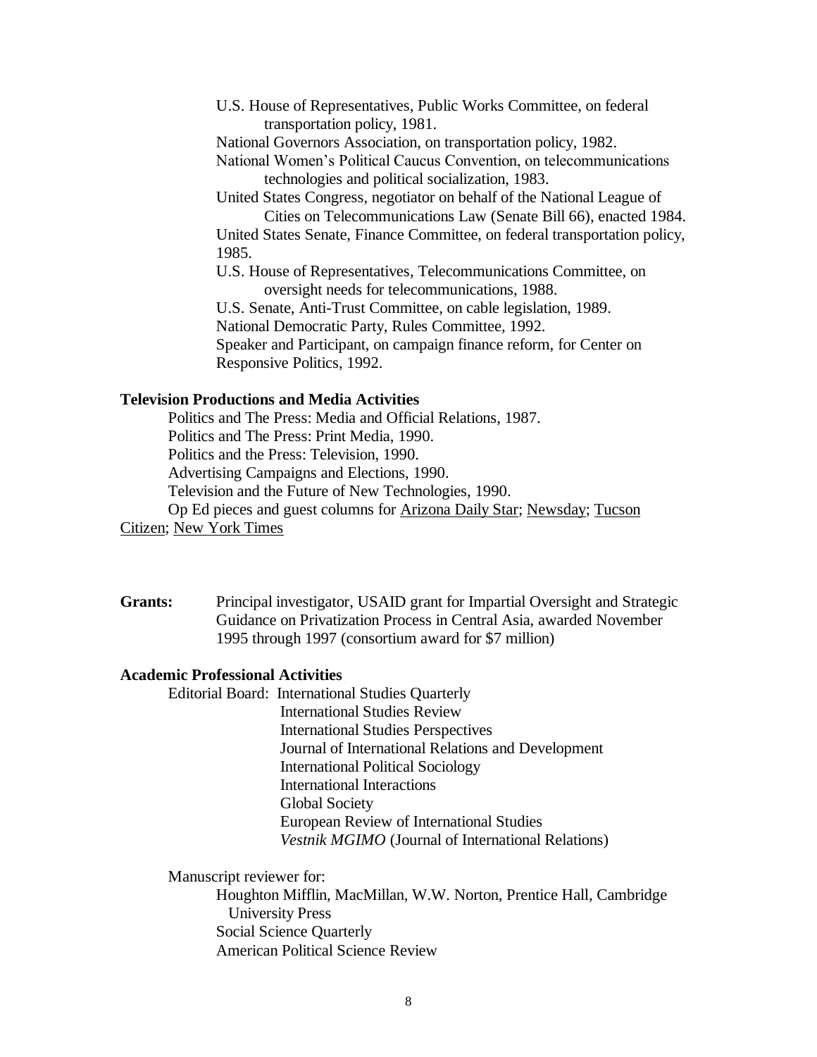U.S. House of Representatives, Public Works Committee, on federal transportation policy, 1981.

National Governors Association, on transportation policy, 1982.

National Women's Political Caucus Convention, on telecommunications technologies and political socialization, 1983.

United States Congress, negotiator on behalf of the National League of Cities on Telecommunications Law (Senate Bill 66), enacted 1984.

United States Senate, Finance Committee, on federal transportation policy, 1985.

U.S. House of Representatives, Telecommunications Committee, on oversight needs for telecommunications, 1988.

U.S. Senate, Anti-Trust Committee, on cable legislation, 1989.

National Democratic Party, Rules Committee, 1992.

Speaker and Participant, on campaign finance reform, for Center on Responsive Politics, 1992.

**Television Productions and Media Activities**

Politics and The Press: Media and Official Relations, 1987.

Politics and The Press: Print Media, 1990.

Politics and the Press: Television, 1990.

Advertising Campaigns and Elections, 1990.

Television and the Future of New Technologies, 1990.

Op Ed pieces and guest columns for Arizona Daily Star; Newsday; Tucson Citizen; New York Times

**Grants:** Principal investigator, USAID grant for Impartial Oversight and Strategic Guidance on Privatization Process in Central Asia, awarded November 1995 through 1997 (consortium award for $7 million)

**Academic Professional Activities**

Editorial Board:
- International Studies Quarterly
- International Studies Review
- International Studies Perspectives
- Journal of International Relations and Development
- International Political Sociology
- International Interactions
- Global Society
- European Review of International Studies
- *Vestnik MGIMO* (Journal of International Relations)

Manuscript reviewer for:
- Houghton Mifflin, MacMillan, W.W. Norton, Prentice Hall, Cambridge University Press
- Social Science Quarterly
- American Political Science Review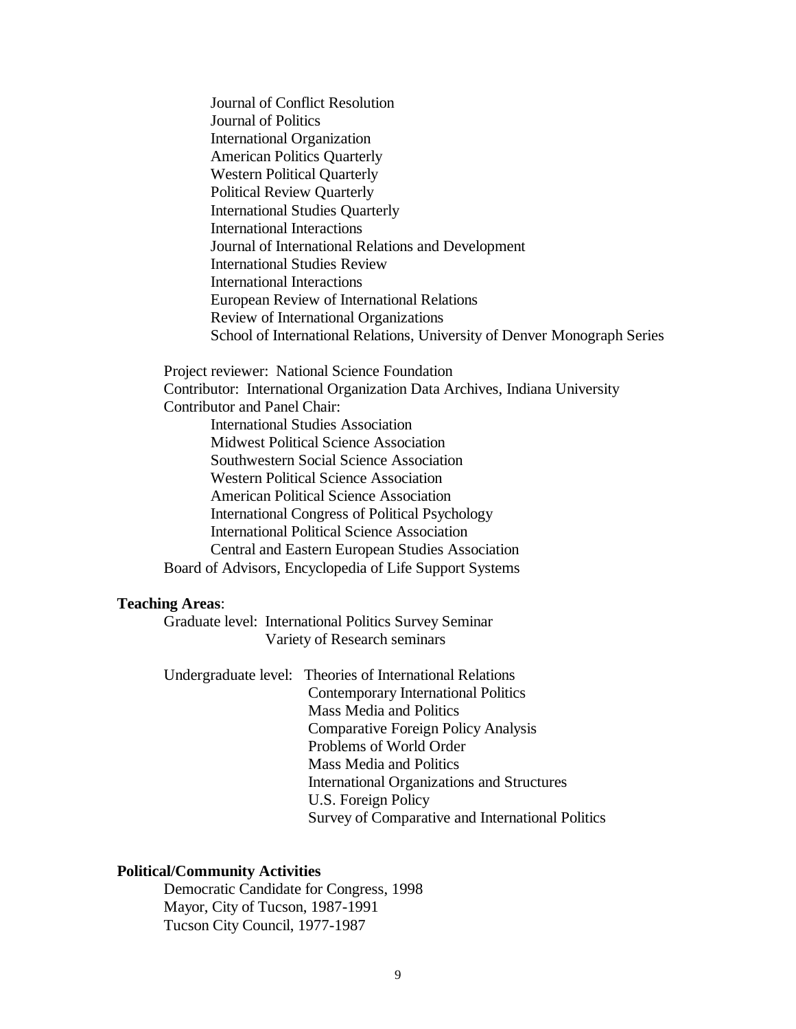- Journal of Conflict Resolution
- Journal of Politics
- International Organization
- American Politics Quarterly
- Western Political Quarterly
- Political Review Quarterly
- International Studies Quarterly
- International Interactions
- Journal of International Relations and Development
- International Studies Review
- International Interactions
- European Review of International Relations
- Review of International Organizations
- School of International Relations, University of Denver Monograph Series

Project reviewer: National Science Foundation

Contributor: International Organization Data Archives, Indiana University

Contributor and Panel Chair:

- International Studies Association
- Midwest Political Science Association
- Southwestern Social Science Association
- Western Political Science Association
- American Political Science Association
- International Congress of Political Psychology
- International Political Science Association
- Central and Eastern European Studies Association

Board of Advisors, Encyclopedia of Life Support Systems

**Teaching Areas**:

Graduate level:
- International Politics Survey Seminar
- Variety of Research seminars

Undergraduate level:
- Theories of International Relations
- Contemporary International Politics
- Mass Media and Politics
- Comparative Foreign Policy Analysis
- Problems of World Order
- Mass Media and Politics
- International Organizations and Structures
- U.S. Foreign Policy
- Survey of Comparative and International Politics

**Political/Community Activities**

Democratic Candidate for Congress, 1998

Mayor, City of Tucson, 1987-1991

Tucson City Council, 1977-1987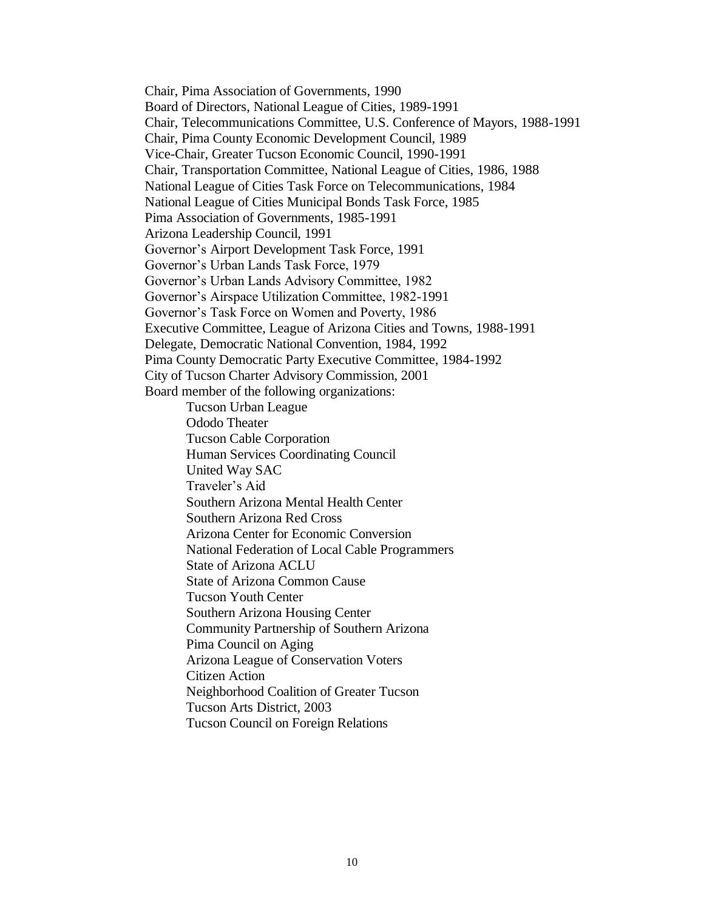Chair, Pima Association of Governments, 1990
Board of Directors, National League of Cities, 1989-1991
Chair, Telecommunications Committee, U.S. Conference of Mayors, 1988-1991
Chair, Pima County Economic Development Council, 1989
Vice-Chair, Greater Tucson Economic Council, 1990-1991
Chair, Transportation Committee, National League of Cities, 1986, 1988
National League of Cities Task Force on Telecommunications, 1984
National League of Cities Municipal Bonds Task Force, 1985
Pima Association of Governments, 1985-1991
Arizona Leadership Council, 1991
Governor's Airport Development Task Force, 1991
Governor's Urban Lands Task Force, 1979
Governor's Urban Lands Advisory Committee, 1982
Governor's Airspace Utilization Committee, 1982-1991
Governor's Task Force on Women and Poverty, 1986
Executive Committee, League of Arizona Cities and Towns, 1988-1991
Delegate, Democratic National Convention, 1984, 1992
Pima County Democratic Party Executive Committee, 1984-1992
City of Tucson Charter Advisory Commission, 2001
Board member of the following organizations:

- Tucson Urban League
- Ododo Theater
- Tucson Cable Corporation
- Human Services Coordinating Council
- United Way SAC
- Traveler's Aid
- Southern Arizona Mental Health Center
- Southern Arizona Red Cross
- Arizona Center for Economic Conversion
- National Federation of Local Cable Programmers
- State of Arizona ACLU
- State of Arizona Common Cause
- Tucson Youth Center
- Southern Arizona Housing Center
- Community Partnership of Southern Arizona
- Pima Council on Aging
- Arizona League of Conservation Voters
- Citizen Action
- Neighborhood Coalition of Greater Tucson
- Tucson Arts District, 2003
- Tucson Council on Foreign Relations